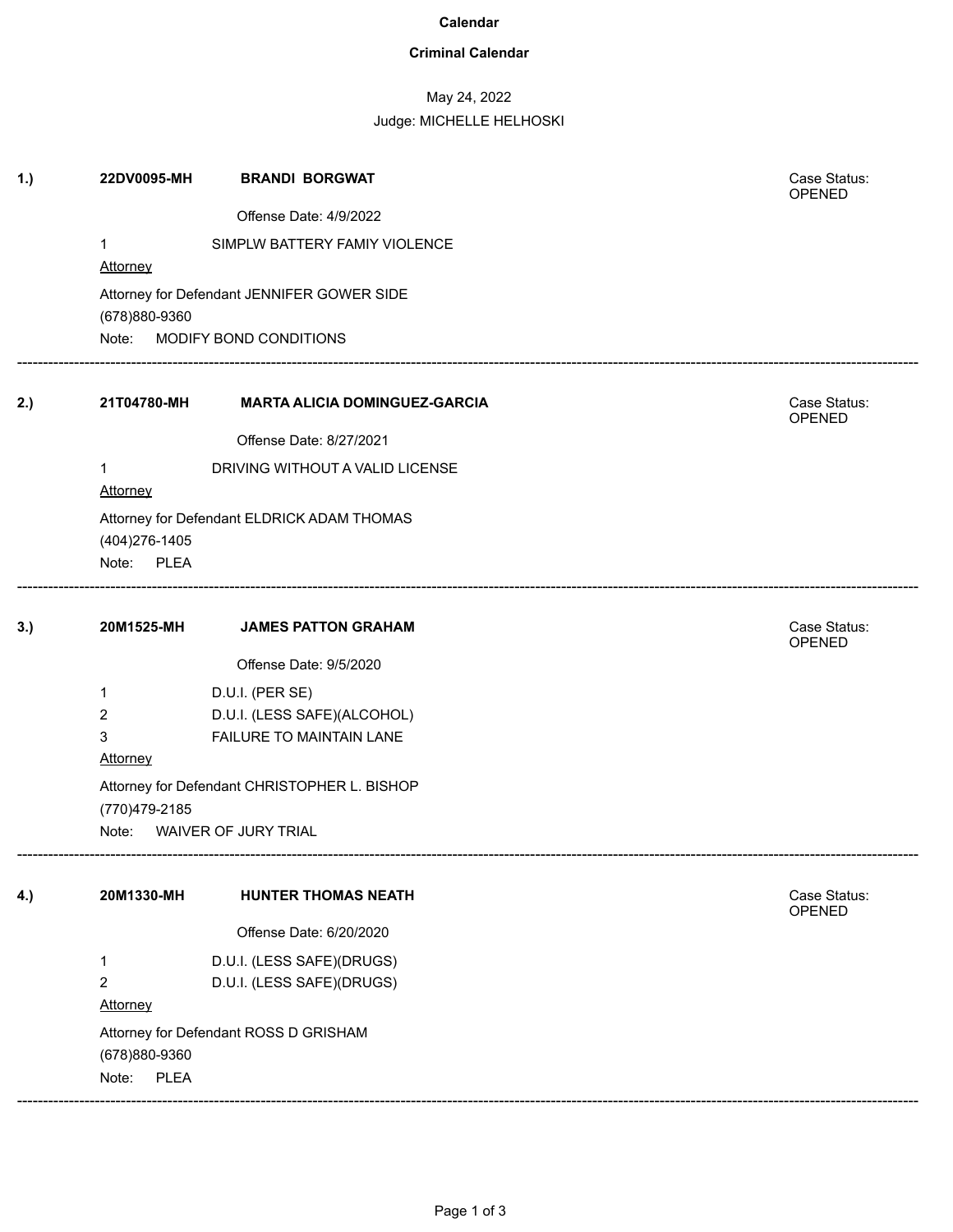# Calendar

## Criminal Calendar

May 24, 2022

Judge: MICHELLE HELHOSKI

---

**1.)** **22DV0095-MH** **BRANDI BORGWAT**

Case Status: OPENED

Offense Date: 4/9/2022

1 SIMPLW BATTERY FAMIY VIOLENCE

Attorney

Attorney for Defendant JENNIFER GOWER SIDE

(678)880-9360

Note: MODIFY BOND CONDITIONS

---

**2.)** **21T04780-MH** **MARTA ALICIA DOMINGUEZ-GARCIA**

Case Status: OPENED

Offense Date: 8/27/2021

1 DRIVING WITHOUT A VALID LICENSE

Attorney

Attorney for Defendant ELDRICK ADAM THOMAS

(404)276-1405

Note: PLEA

---

**3.)** **20M1525-MH** **JAMES PATTON GRAHAM**

Case Status: OPENED

Offense Date: 9/5/2020

1 D.U.I. (PER SE)

2 D.U.I. (LESS SAFE)(ALCOHOL)

3 FAILURE TO MAINTAIN LANE

Attorney

Attorney for Defendant CHRISTOPHER L. BISHOP

(770)479-2185

Note: WAIVER OF JURY TRIAL

---

**4.)** **20M1330-MH** **HUNTER THOMAS NEATH**

Case Status: OPENED

Offense Date: 6/20/2020

1 D.U.I. (LESS SAFE)(DRUGS)

2 D.U.I. (LESS SAFE)(DRUGS)

Attorney

Attorney for Defendant ROSS D GRISHAM

(678)880-9360

Note: PLEA

---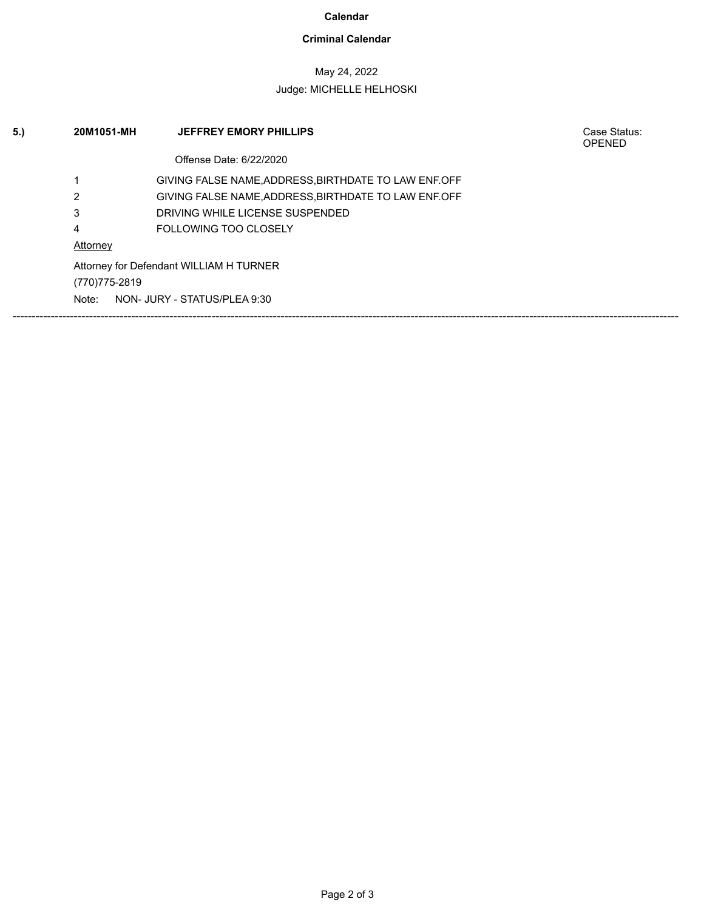**Calendar**

**Criminal Calendar**

May 24, 2022

Judge: MICHELLE HELHOSKI

**5.)** **20M1051-MH** **JEFFREY EMORY PHILLIPS** Case Status: OPENED

Offense Date: 6/22/2020

| | |
|---|---|
| 1 | GIVING FALSE NAME,ADDRESS,BIRTHDATE TO LAW ENF.OFF |
| 2 | GIVING FALSE NAME,ADDRESS,BIRTHDATE TO LAW ENF.OFF |
| 3 | DRIVING WHILE LICENSE SUSPENDED |
| 4 | FOLLOWING TOO CLOSELY |

Attorney

Attorney for Defendant WILLIAM H TURNER

(770)775-2819

Note: NON- JURY - STATUS/PLEA 9:30

---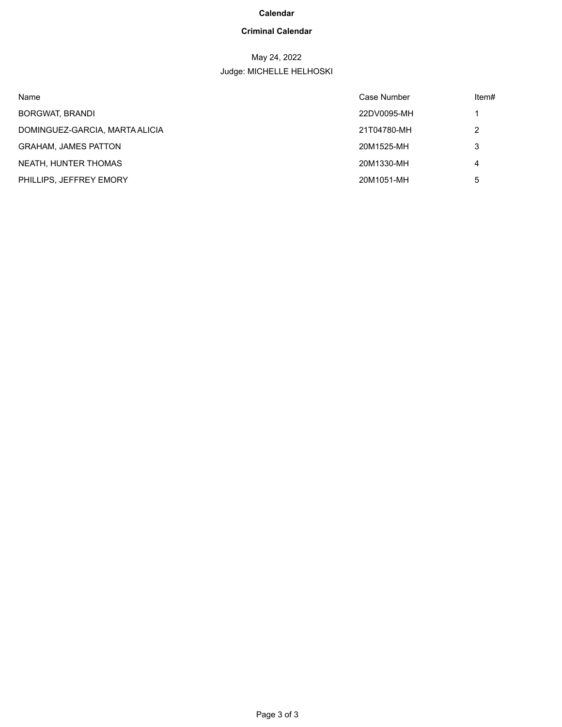**Calendar**

**Criminal Calendar**

May 24, 2022

Judge: MICHELLE HELHOSKI

| Name | Case Number | Item# |
| --- | --- | --- |
| BORGWAT, BRANDI | 22DV0095-MH | 1 |
| DOMINGUEZ-GARCIA, MARTA ALICIA | 21T04780-MH | 2 |
| GRAHAM, JAMES PATTON | 20M1525-MH | 3 |
| NEATH, HUNTER THOMAS | 20M1330-MH | 4 |
| PHILLIPS, JEFFREY EMORY | 20M1051-MH | 5 |